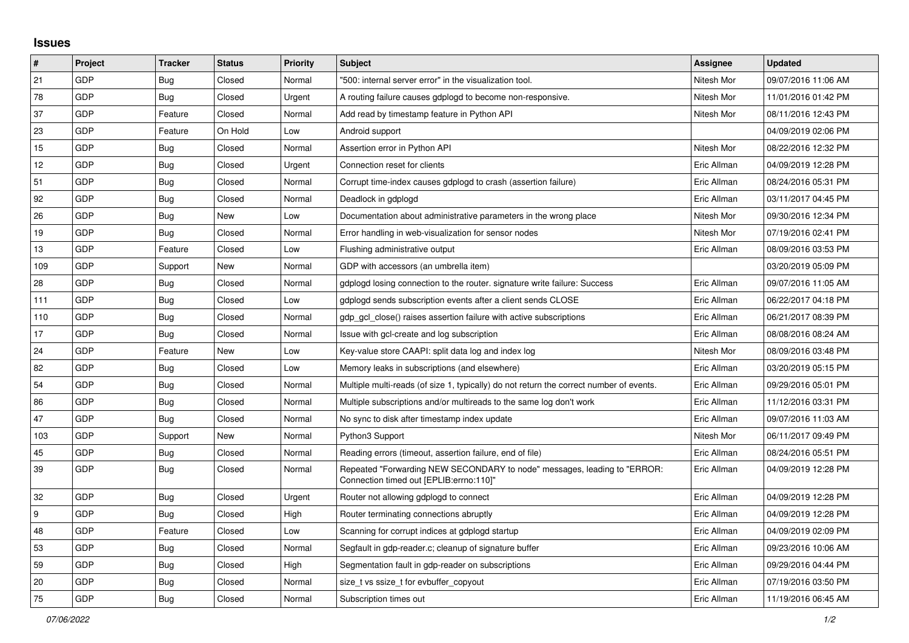## Issues

| # | Project | Tracker | Status | Priority | Subject | Assignee | Updated |
|---|---|---|---|---|---|---|---|
| 21 | GDP | Bug | Closed | Normal | "500: internal server error" in the visualization tool. | Nitesh Mor | 09/07/2016 11:06 AM |
| 78 | GDP | Bug | Closed | Urgent | A routing failure causes gdplogd to become non-responsive. | Nitesh Mor | 11/01/2016 01:42 PM |
| 37 | GDP | Feature | Closed | Normal | Add read by timestamp feature in Python API | Nitesh Mor | 08/11/2016 12:43 PM |
| 23 | GDP | Feature | On Hold | Low | Android support | | 04/09/2019 02:06 PM |
| 15 | GDP | Bug | Closed | Normal | Assertion error in Python API | Nitesh Mor | 08/22/2016 12:32 PM |
| 12 | GDP | Bug | Closed | Urgent | Connection reset for clients | Eric Allman | 04/09/2019 12:28 PM |
| 51 | GDP | Bug | Closed | Normal | Corrupt time-index causes gdplogd to crash (assertion failure) | Eric Allman | 08/24/2016 05:31 PM |
| 92 | GDP | Bug | Closed | Normal | Deadlock in gdplogd | Eric Allman | 03/11/2017 04:45 PM |
| 26 | GDP | Bug | New | Low | Documentation about administrative parameters in the wrong place | Nitesh Mor | 09/30/2016 12:34 PM |
| 19 | GDP | Bug | Closed | Normal | Error handling in web-visualization for sensor nodes | Nitesh Mor | 07/19/2016 02:41 PM |
| 13 | GDP | Feature | Closed | Low | Flushing administrative output | Eric Allman | 08/09/2016 03:53 PM |
| 109 | GDP | Support | New | Normal | GDP with accessors (an umbrella item) | | 03/20/2019 05:09 PM |
| 28 | GDP | Bug | Closed | Normal | gdplogd losing connection to the router. signature write failure: Success | Eric Allman | 09/07/2016 11:05 AM |
| 111 | GDP | Bug | Closed | Low | gdplogd sends subscription events after a client sends CLOSE | Eric Allman | 06/22/2017 04:18 PM |
| 110 | GDP | Bug | Closed | Normal | gdp_gcl_close() raises assertion failure with active subscriptions | Eric Allman | 06/21/2017 08:39 PM |
| 17 | GDP | Bug | Closed | Normal | Issue with gcl-create and log subscription | Eric Allman | 08/08/2016 08:24 AM |
| 24 | GDP | Feature | New | Low | Key-value store CAAPI: split data log and index log | Nitesh Mor | 08/09/2016 03:48 PM |
| 82 | GDP | Bug | Closed | Low | Memory leaks in subscriptions (and elsewhere) | Eric Allman | 03/20/2019 05:15 PM |
| 54 | GDP | Bug | Closed | Normal | Multiple multi-reads (of size 1, typically) do not return the correct number of events. | Eric Allman | 09/29/2016 05:01 PM |
| 86 | GDP | Bug | Closed | Normal | Multiple subscriptions and/or multireads to the same log don't work | Eric Allman | 11/12/2016 03:31 PM |
| 47 | GDP | Bug | Closed | Normal | No sync to disk after timestamp index update | Eric Allman | 09/07/2016 11:03 AM |
| 103 | GDP | Support | New | Normal | Python3 Support | Nitesh Mor | 06/11/2017 09:49 PM |
| 45 | GDP | Bug | Closed | Normal | Reading errors (timeout, assertion failure, end of file) | Eric Allman | 08/24/2016 05:51 PM |
| 39 | GDP | Bug | Closed | Normal | Repeated "Forwarding NEW SECONDARY to node" messages, leading to "ERROR: Connection timed out [EPLIB:errno:110]" | Eric Allman | 04/09/2019 12:28 PM |
| 32 | GDP | Bug | Closed | Urgent | Router not allowing gdplogd to connect | Eric Allman | 04/09/2019 12:28 PM |
| 9 | GDP | Bug | Closed | High | Router terminating connections abruptly | Eric Allman | 04/09/2019 12:28 PM |
| 48 | GDP | Feature | Closed | Low | Scanning for corrupt indices at gdplogd startup | Eric Allman | 04/09/2019 02:09 PM |
| 53 | GDP | Bug | Closed | Normal | Segfault in gdp-reader.c; cleanup of signature buffer | Eric Allman | 09/23/2016 10:06 AM |
| 59 | GDP | Bug | Closed | High | Segmentation fault in gdp-reader on subscriptions | Eric Allman | 09/29/2016 04:44 PM |
| 20 | GDP | Bug | Closed | Normal | size_t vs ssize_t for evbuffer_copyout | Eric Allman | 07/19/2016 03:50 PM |
| 75 | GDP | Bug | Closed | Normal | Subscription times out | Eric Allman | 11/19/2016 06:45 AM |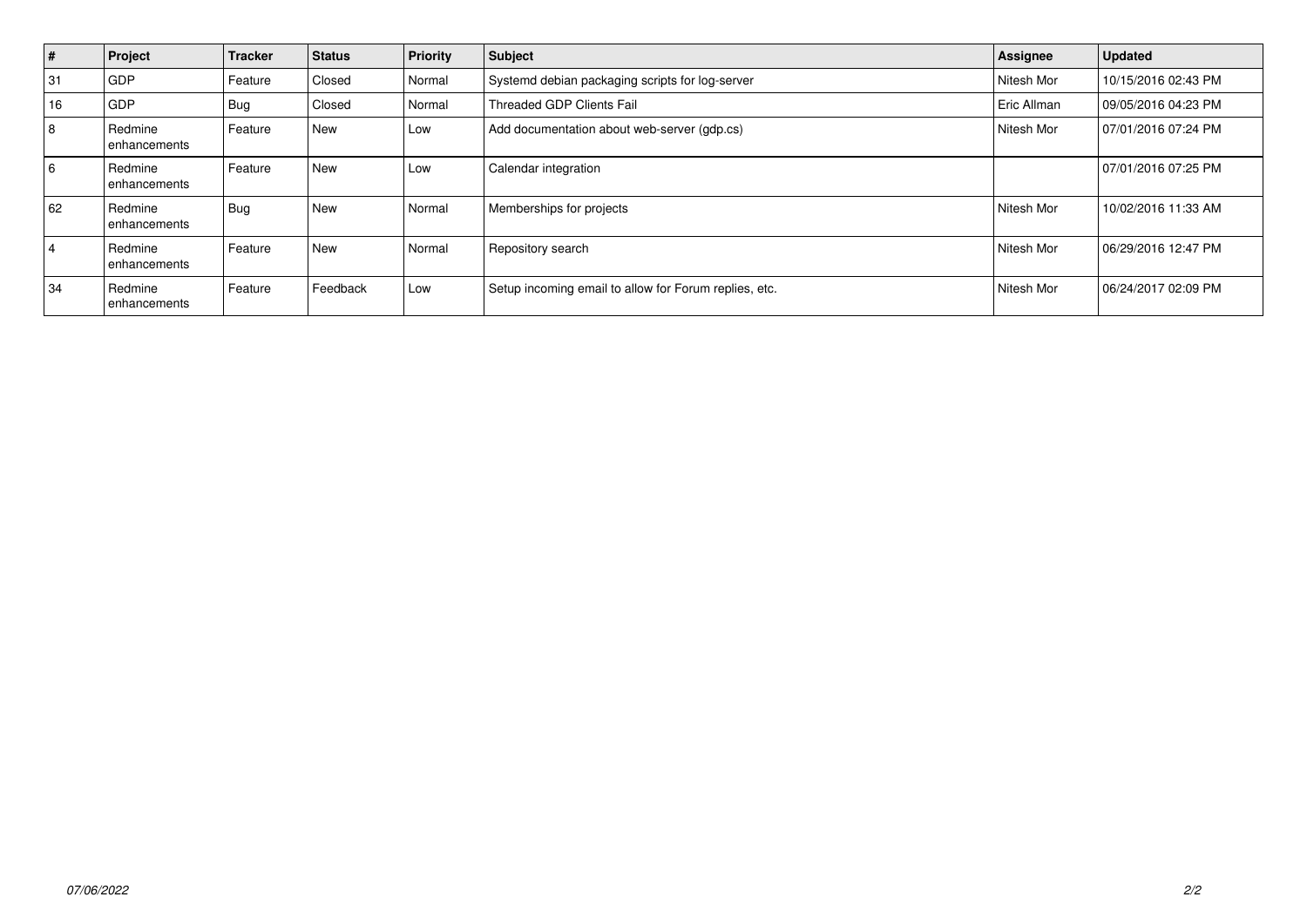| # | Project | Tracker | Status | Priority | Subject | Assignee | Updated |
|---|---|---|---|---|---|---|---|
| 31 | GDP | Feature | Closed | Normal | Systemd debian packaging scripts for log-server | Nitesh Mor | 10/15/2016 02:43 PM |
| 16 | GDP | Bug | Closed | Normal | Threaded GDP Clients Fail | Eric Allman | 09/05/2016 04:23 PM |
| 8 | Redmine enhancements | Feature | New | Low | Add documentation about web-server (gdp.cs) | Nitesh Mor | 07/01/2016 07:24 PM |
| 6 | Redmine enhancements | Feature | New | Low | Calendar integration | | 07/01/2016 07:25 PM |
| 62 | Redmine enhancements | Bug | New | Normal | Memberships for projects | Nitesh Mor | 10/02/2016 11:33 AM |
| 4 | Redmine enhancements | Feature | New | Normal | Repository search | Nitesh Mor | 06/29/2016 12:47 PM |
| 34 | Redmine enhancements | Feature | Feedback | Low | Setup incoming email to allow for Forum replies, etc. | Nitesh Mor | 06/24/2017 02:09 PM |